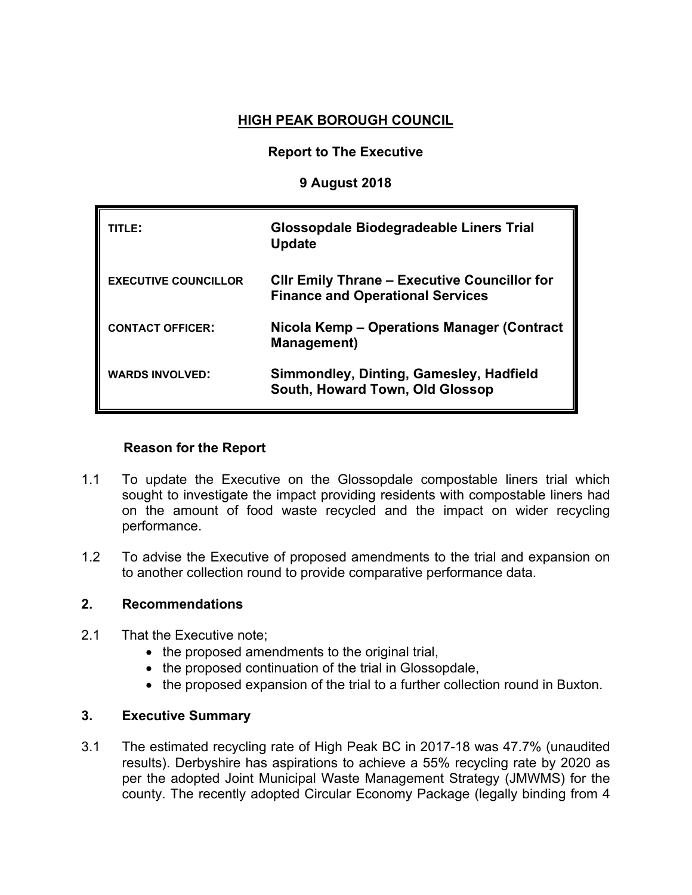**HIGH PEAK BOROUGH COUNCIL**

**Report to The Executive**

**9 August 2018**

| | |
|---|---|
| **TITLE:** | **Glossopdale Biodegradeable Liners Trial Update** |
| **EXECUTIVE COUNCILLOR** | **Cllr Emily Thrane – Executive Councillor for Finance and Operational Services** |
| **CONTACT OFFICER:** | **Nicola Kemp – Operations Manager (Contract Management)** |
| **WARDS INVOLVED:** | **Simmondley, Dinting, Gamesley, Hadfield South, Howard Town, Old Glossop** |

## Reason for the Report

1.1 To update the Executive on the Glossopdale compostable liners trial which sought to investigate the impact providing residents with compostable liners had on the amount of food waste recycled and the impact on wider recycling performance.

1.2 To advise the Executive of proposed amendments to the trial and expansion on to another collection round to provide comparative performance data.

## 2. Recommendations

2.1 That the Executive note;

- the proposed amendments to the original trial,
- the proposed continuation of the trial in Glossopdale,
- the proposed expansion of the trial to a further collection round in Buxton.

## 3. Executive Summary

3.1 The estimated recycling rate of High Peak BC in 2017-18 was 47.7% (unaudited results). Derbyshire has aspirations to achieve a 55% recycling rate by 2020 as per the adopted Joint Municipal Waste Management Strategy (JMWMS) for the county. The recently adopted Circular Economy Package (legally binding from 4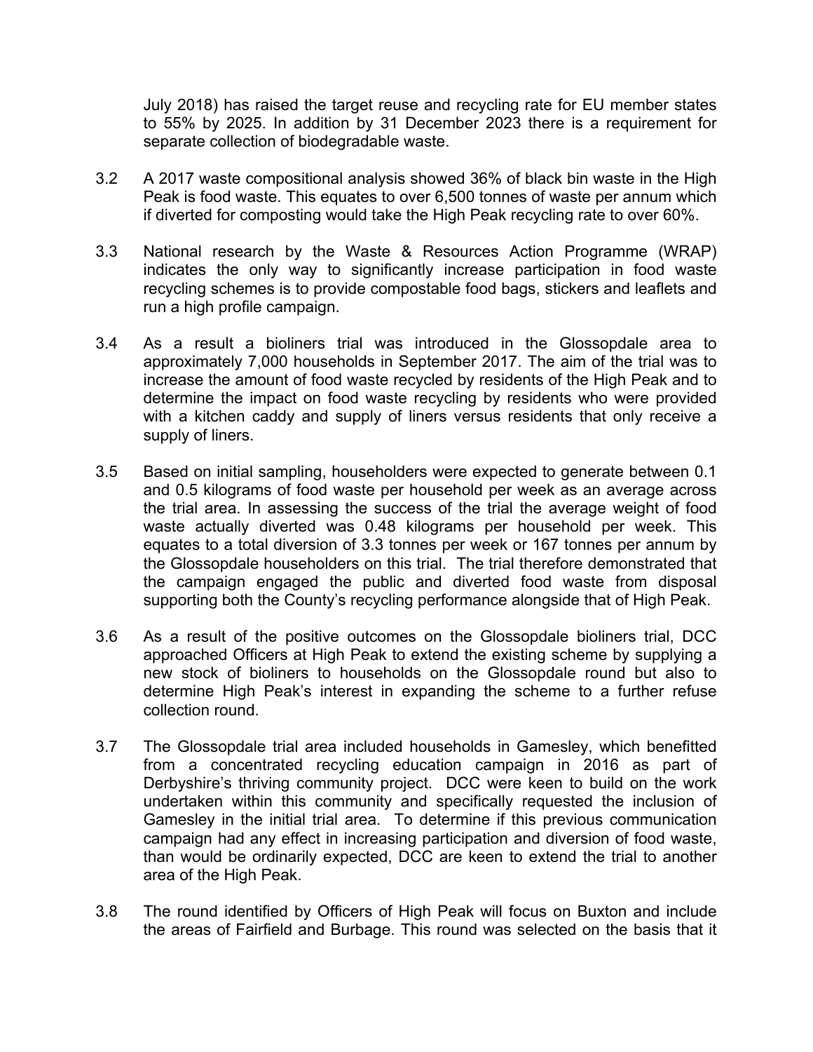July 2018) has raised the target reuse and recycling rate for EU member states to 55% by 2025. In addition by 31 December 2023 there is a requirement for separate collection of biodegradable waste.

3.2 A 2017 waste compositional analysis showed 36% of black bin waste in the High Peak is food waste. This equates to over 6,500 tonnes of waste per annum which if diverted for composting would take the High Peak recycling rate to over 60%.

3.3 National research by the Waste & Resources Action Programme (WRAP) indicates the only way to significantly increase participation in food waste recycling schemes is to provide compostable food bags, stickers and leaflets and run a high profile campaign.

3.4 As a result a bioliners trial was introduced in the Glossopdale area to approximately 7,000 households in September 2017. The aim of the trial was to increase the amount of food waste recycled by residents of the High Peak and to determine the impact on food waste recycling by residents who were provided with a kitchen caddy and supply of liners versus residents that only receive a supply of liners.

3.5 Based on initial sampling, householders were expected to generate between 0.1 and 0.5 kilograms of food waste per household per week as an average across the trial area. In assessing the success of the trial the average weight of food waste actually diverted was 0.48 kilograms per household per week. This equates to a total diversion of 3.3 tonnes per week or 167 tonnes per annum by the Glossopdale householders on this trial. The trial therefore demonstrated that the campaign engaged the public and diverted food waste from disposal supporting both the County's recycling performance alongside that of High Peak.

3.6 As a result of the positive outcomes on the Glossopdale bioliners trial, DCC approached Officers at High Peak to extend the existing scheme by supplying a new stock of bioliners to households on the Glossopdale round but also to determine High Peak's interest in expanding the scheme to a further refuse collection round.

3.7 The Glossopdale trial area included households in Gamesley, which benefitted from a concentrated recycling education campaign in 2016 as part of Derbyshire's thriving community project. DCC were keen to build on the work undertaken within this community and specifically requested the inclusion of Gamesley in the initial trial area. To determine if this previous communication campaign had any effect in increasing participation and diversion of food waste, than would be ordinarily expected, DCC are keen to extend the trial to another area of the High Peak.

3.8 The round identified by Officers of High Peak will focus on Buxton and include the areas of Fairfield and Burbage. This round was selected on the basis that it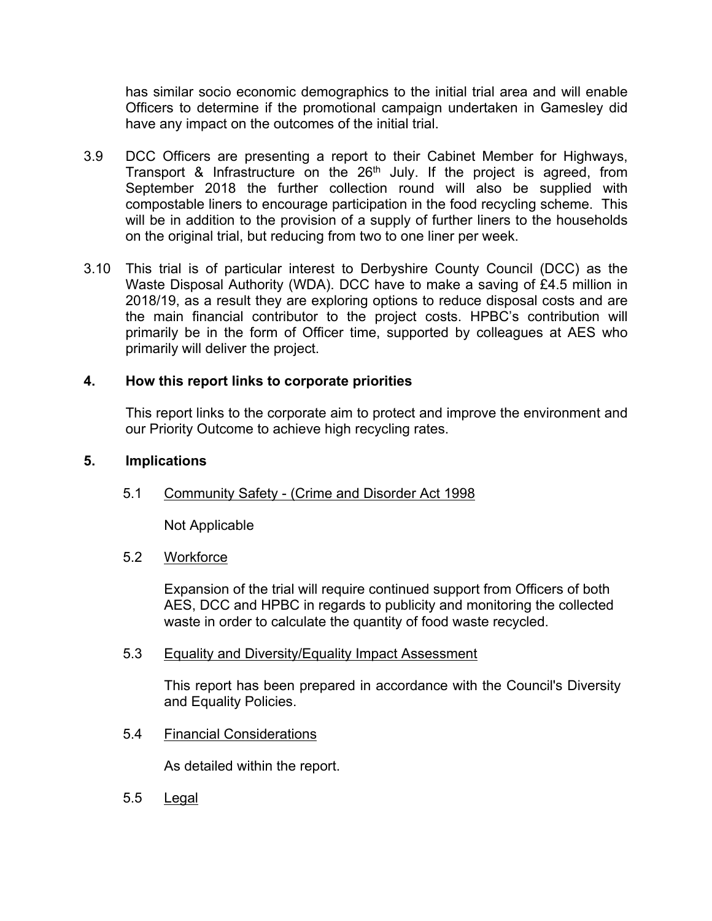has similar socio economic demographics to the initial trial area and will enable Officers to determine if the promotional campaign undertaken in Gamesley did have any impact on the outcomes of the initial trial.

3.9 DCC Officers are presenting a report to their Cabinet Member for Highways, Transport & Infrastructure on the 26th July. If the project is agreed, from September 2018 the further collection round will also be supplied with compostable liners to encourage participation in the food recycling scheme. This will be in addition to the provision of a supply of further liners to the households on the original trial, but reducing from two to one liner per week.

3.10 This trial is of particular interest to Derbyshire County Council (DCC) as the Waste Disposal Authority (WDA). DCC have to make a saving of £4.5 million in 2018/19, as a result they are exploring options to reduce disposal costs and are the main financial contributor to the project costs. HPBC's contribution will primarily be in the form of Officer time, supported by colleagues at AES who primarily will deliver the project.

## 4. How this report links to corporate priorities

This report links to the corporate aim to protect and improve the environment and our Priority Outcome to achieve high recycling rates.

## 5. Implications

5.1 Community Safety - (Crime and Disorder Act 1998

Not Applicable

5.2 Workforce

Expansion of the trial will require continued support from Officers of both AES, DCC and HPBC in regards to publicity and monitoring the collected waste in order to calculate the quantity of food waste recycled.

5.3 Equality and Diversity/Equality Impact Assessment

This report has been prepared in accordance with the Council's Diversity and Equality Policies.

5.4 Financial Considerations

As detailed within the report.

5.5 Legal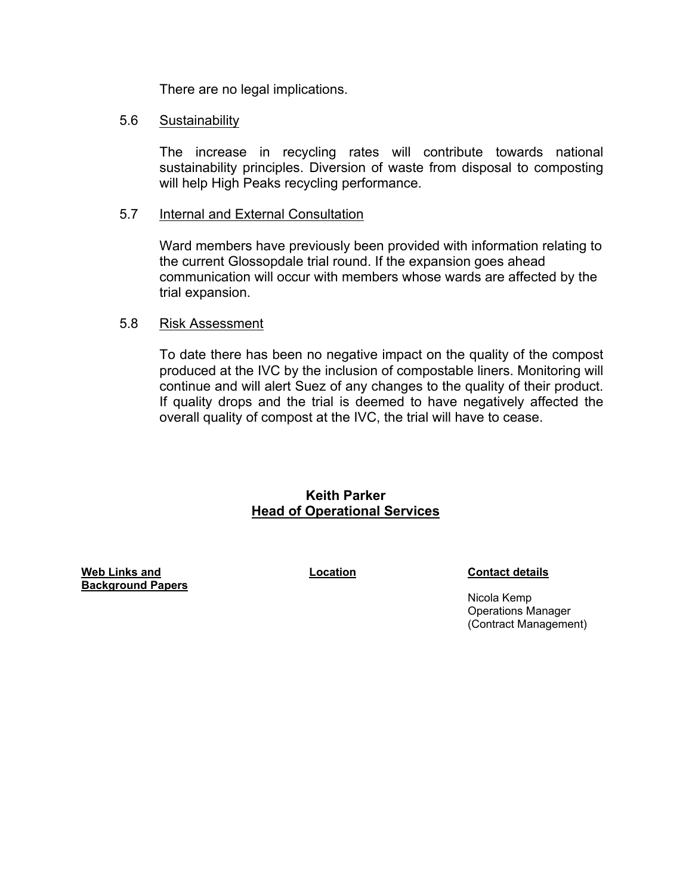There are no legal implications.

5.6 Sustainability

The increase in recycling rates will contribute towards national sustainability principles. Diversion of waste from disposal to composting will help High Peaks recycling performance.

5.7 Internal and External Consultation

Ward members have previously been provided with information relating to the current Glossopdale trial round. If the expansion goes ahead communication will occur with members whose wards are affected by the trial expansion.

5.8 Risk Assessment

To date there has been no negative impact on the quality of the compost produced at the IVC by the inclusion of compostable liners. Monitoring will continue and will alert Suez of any changes to the quality of their product. If quality drops and the trial is deemed to have negatively affected the overall quality of compost at the IVC, the trial will have to cease.

**Keith Parker**
**Head of Operational Services**

| **Web Links and Background Papers** | **Location** | **Contact details** |
| --- | --- | --- |
| | | Nicola Kemp<br>Operations Manager<br>(Contract Management) |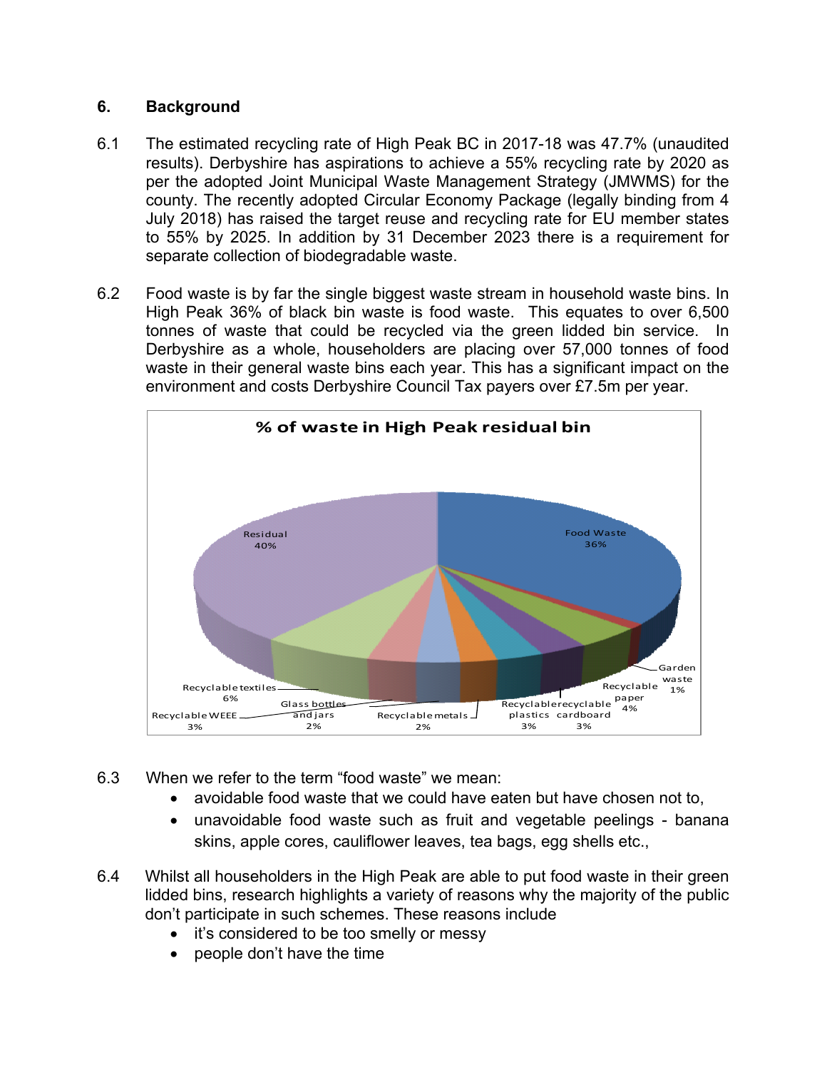## 6. Background

6.1 The estimated recycling rate of High Peak BC in 2017-18 was 47.7% (unaudited results). Derbyshire has aspirations to achieve a 55% recycling rate by 2020 as per the adopted Joint Municipal Waste Management Strategy (JMWMS) for the county. The recently adopted Circular Economy Package (legally binding from 4 July 2018) has raised the target reuse and recycling rate for EU member states to 55% by 2025. In addition by 31 December 2023 there is a requirement for separate collection of biodegradable waste.

6.2 Food waste is by far the single biggest waste stream in household waste bins. In High Peak 36% of black bin waste is food waste. This equates to over 6,500 tonnes of waste that could be recycled via the green lidded bin service. In Derbyshire as a whole, householders are placing over 57,000 tonnes of food waste in their general waste bins each year. This has a significant impact on the environment and costs Derbyshire Council Tax payers over £7.5m per year.

**% of waste in High Peak residual bin**

| Category | % |
|---|---|
| Food Waste | 36% |
| Garden waste | 1% |
| Recyclable paper | 4% |
| recyclable cardboard | 3% |
| Recyclable plastics | 3% |
| Recyclable metals | 2% |
| Glass bottles and jars | 2% |
| Recyclable WEEE | 3% |
| Recyclable textiles | 6% |
| Residual | 40% |

6.3 When we refer to the term "food waste" we mean:

- avoidable food waste that we could have eaten but have chosen not to,
- unavoidable food waste such as fruit and vegetable peelings - banana skins, apple cores, cauliflower leaves, tea bags, egg shells etc.,

6.4 Whilst all householders in the High Peak are able to put food waste in their green lidded bins, research highlights a variety of reasons why the majority of the public don't participate in such schemes. These reasons include

- it's considered to be too smelly or messy
- people don't have the time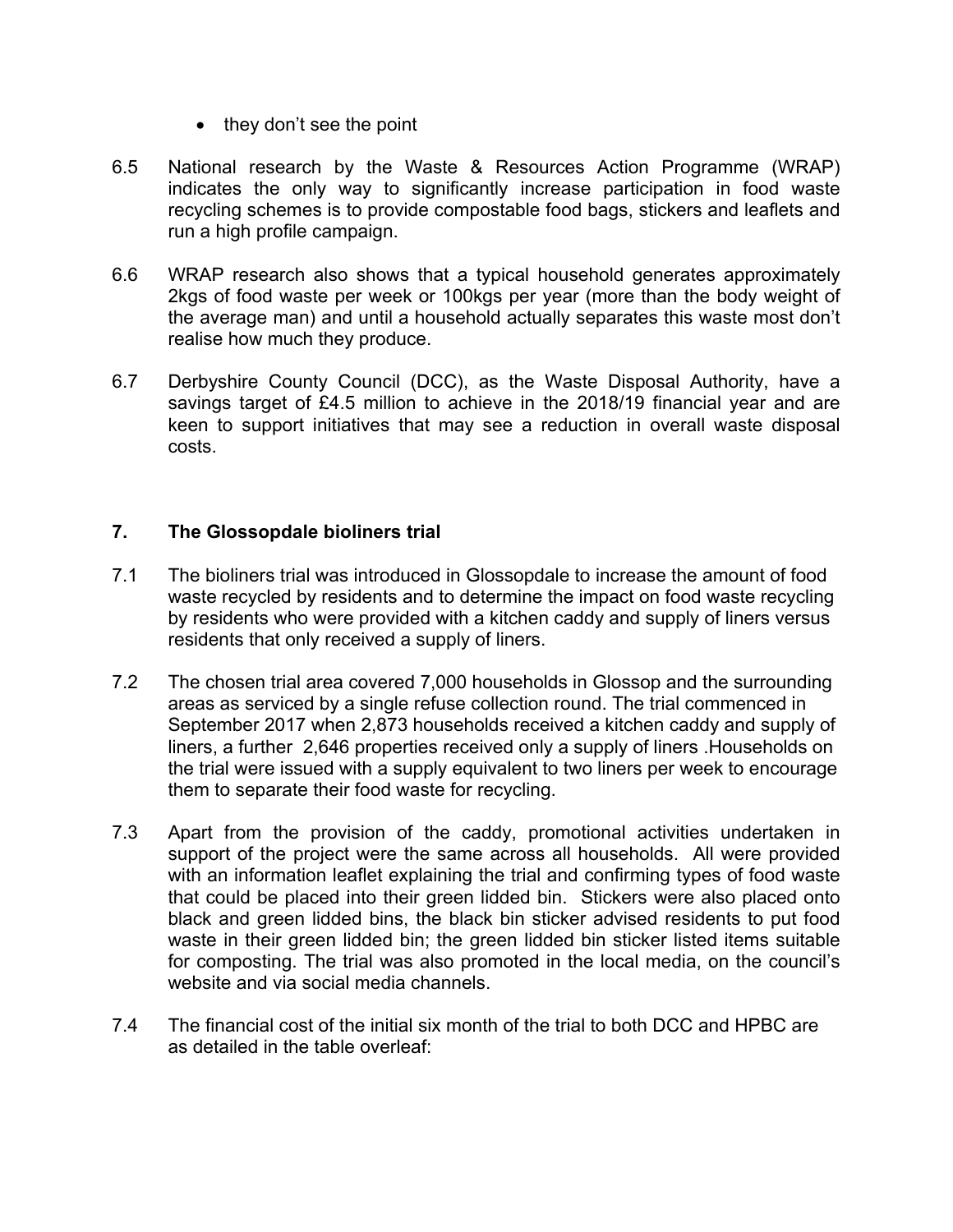- they don't see the point

6.5 National research by the Waste & Resources Action Programme (WRAP) indicates the only way to significantly increase participation in food waste recycling schemes is to provide compostable food bags, stickers and leaflets and run a high profile campaign.

6.6 WRAP research also shows that a typical household generates approximately 2kgs of food waste per week or 100kgs per year (more than the body weight of the average man) and until a household actually separates this waste most don't realise how much they produce.

6.7 Derbyshire County Council (DCC), as the Waste Disposal Authority, have a savings target of £4.5 million to achieve in the 2018/19 financial year and are keen to support initiatives that may see a reduction in overall waste disposal costs.

## 7. The Glossopdale bioliners trial

7.1 The bioliners trial was introduced in Glossopdale to increase the amount of food waste recycled by residents and to determine the impact on food waste recycling by residents who were provided with a kitchen caddy and supply of liners versus residents that only received a supply of liners.

7.2 The chosen trial area covered 7,000 households in Glossop and the surrounding areas as serviced by a single refuse collection round. The trial commenced in September 2017 when 2,873 households received a kitchen caddy and supply of liners, a further 2,646 properties received only a supply of liners .Households on the trial were issued with a supply equivalent to two liners per week to encourage them to separate their food waste for recycling.

7.3 Apart from the provision of the caddy, promotional activities undertaken in support of the project were the same across all households. All were provided with an information leaflet explaining the trial and confirming types of food waste that could be placed into their green lidded bin. Stickers were also placed onto black and green lidded bins, the black bin sticker advised residents to put food waste in their green lidded bin; the green lidded bin sticker listed items suitable for composting. The trial was also promoted in the local media, on the council's website and via social media channels.

7.4 The financial cost of the initial six month of the trial to both DCC and HPBC are as detailed in the table overleaf: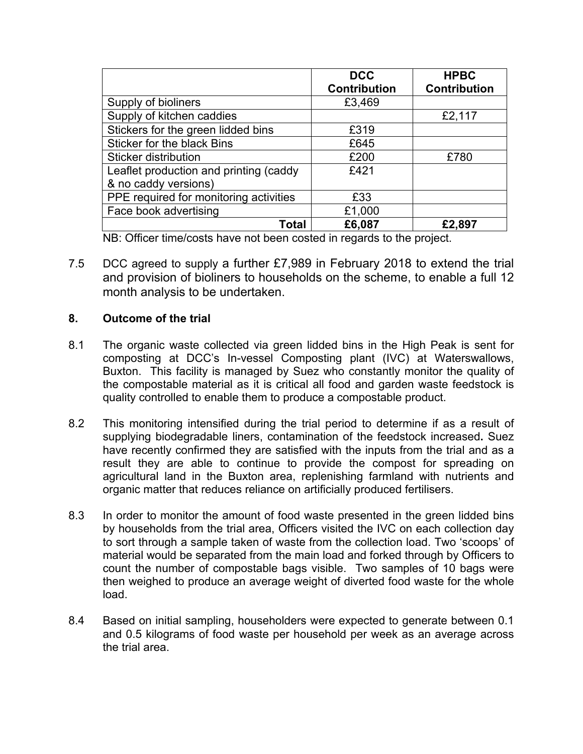| | DCC Contribution | HPBC Contribution |
|---|---|---|
| Supply of bioliners | £3,469 | |
| Supply of kitchen caddies | | £2,117 |
| Stickers for the green lidded bins | £319 | |
| Sticker for the black Bins | £645 | |
| Sticker distribution | £200 | £780 |
| Leaflet production and printing (caddy & no caddy versions) | £421 | |
| PPE required for monitoring activities | £33 | |
| Face book advertising | £1,000 | |
| **Total** | **£6,087** | **£2,897** |

NB: Officer time/costs have not been costed in regards to the project.

7.5 DCC agreed to supply a further £7,989 in February 2018 to extend the trial and provision of bioliners to households on the scheme, to enable a full 12 month analysis to be undertaken.

## 8. Outcome of the trial

8.1 The organic waste collected via green lidded bins in the High Peak is sent for composting at DCC's In-vessel Composting plant (IVC) at Waterswallows, Buxton. This facility is managed by Suez who constantly monitor the quality of the compostable material as it is critical all food and garden waste feedstock is quality controlled to enable them to produce a compostable product.

8.2 This monitoring intensified during the trial period to determine if as a result of supplying biodegradable liners, contamination of the feedstock increased**.** Suez have recently confirmed they are satisfied with the inputs from the trial and as a result they are able to continue to provide the compost for spreading on agricultural land in the Buxton area, replenishing farmland with nutrients and organic matter that reduces reliance on artificially produced fertilisers.

8.3 In order to monitor the amount of food waste presented in the green lidded bins by households from the trial area, Officers visited the IVC on each collection day to sort through a sample taken of waste from the collection load. Two 'scoops' of material would be separated from the main load and forked through by Officers to count the number of compostable bags visible. Two samples of 10 bags were then weighed to produce an average weight of diverted food waste for the whole load.

8.4 Based on initial sampling, householders were expected to generate between 0.1 and 0.5 kilograms of food waste per household per week as an average across the trial area.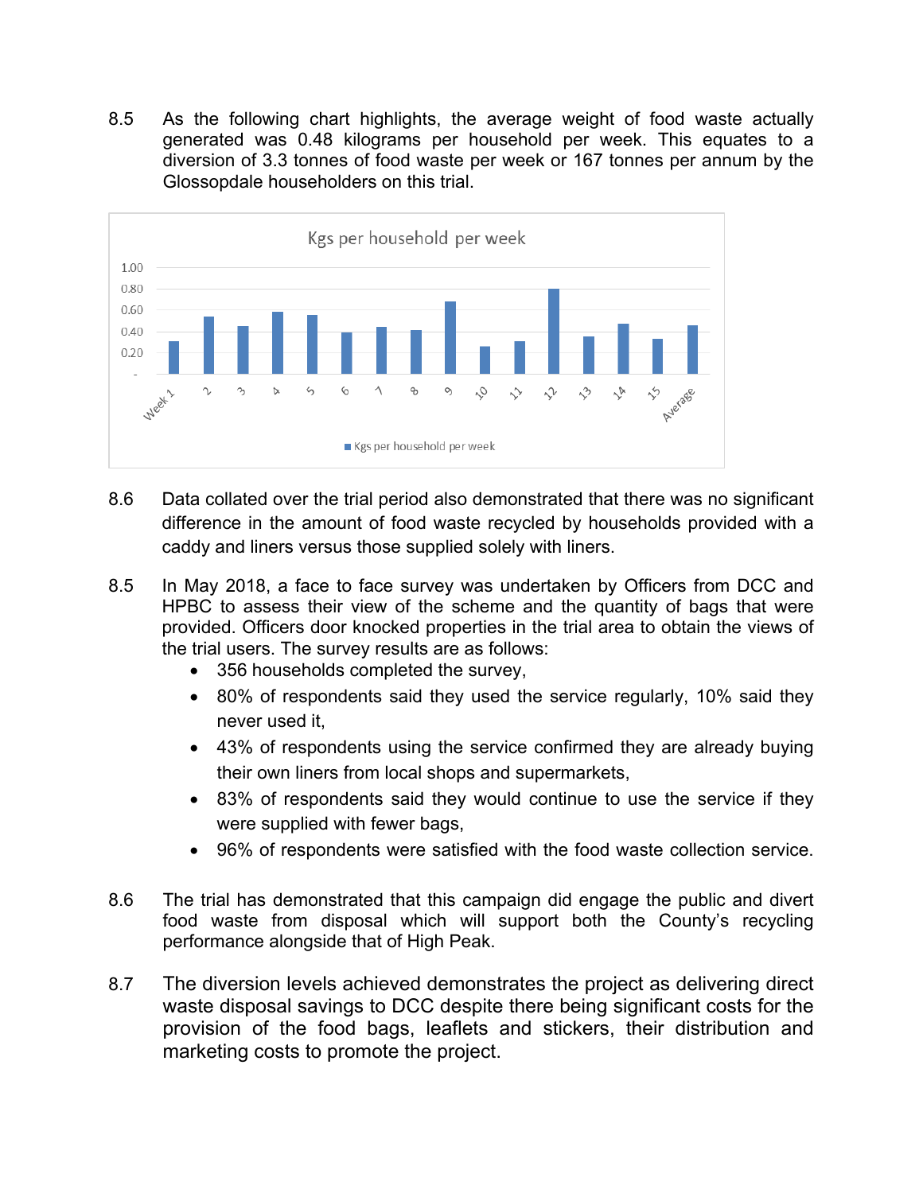8.5 As the following chart highlights, the average weight of food waste actually generated was 0.48 kilograms per household per week. This equates to a diversion of 3.3 tonnes of food waste per week or 167 tonnes per annum by the Glossopdale householders on this trial.

8.6 Data collated over the trial period also demonstrated that there was no significant difference in the amount of food waste recycled by households provided with a caddy and liners versus those supplied solely with liners.

8.5 In May 2018, a face to face survey was undertaken by Officers from DCC and HPBC to assess their view of the scheme and the quantity of bags that were provided. Officers door knocked properties in the trial area to obtain the views of the trial users. The survey results are as follows:

- 356 households completed the survey,
- 80% of respondents said they used the service regularly, 10% said they never used it,
- 43% of respondents using the service confirmed they are already buying their own liners from local shops and supermarkets,
- 83% of respondents said they would continue to use the service if they were supplied with fewer bags,
- 96% of respondents were satisfied with the food waste collection service.

8.6 The trial has demonstrated that this campaign did engage the public and divert food waste from disposal which will support both the County's recycling performance alongside that of High Peak.

8.7 The diversion levels achieved demonstrates the project as delivering direct waste disposal savings to DCC despite there being significant costs for the provision of the food bags, leaflets and stickers, their distribution and marketing costs to promote the project.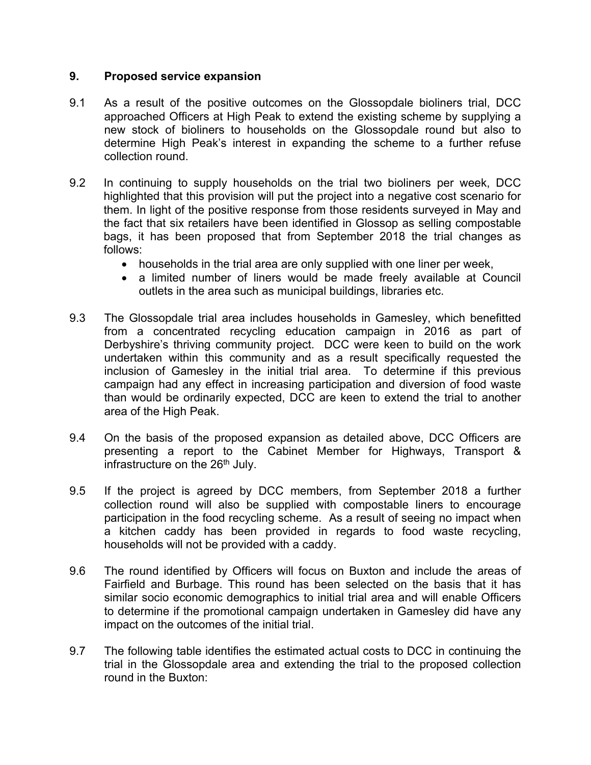## 9. Proposed service expansion

9.1 As a result of the positive outcomes on the Glossopdale bioliners trial, DCC approached Officers at High Peak to extend the existing scheme by supplying a new stock of bioliners to households on the Glossopdale round but also to determine High Peak's interest in expanding the scheme to a further refuse collection round.

9.2 In continuing to supply households on the trial two bioliners per week, DCC highlighted that this provision will put the project into a negative cost scenario for them. In light of the positive response from those residents surveyed in May and the fact that six retailers have been identified in Glossop as selling compostable bags, it has been proposed that from September 2018 the trial changes as follows:

- households in the trial area are only supplied with one liner per week,
- a limited number of liners would be made freely available at Council outlets in the area such as municipal buildings, libraries etc.

9.3 The Glossopdale trial area includes households in Gamesley, which benefitted from a concentrated recycling education campaign in 2016 as part of Derbyshire's thriving community project. DCC were keen to build on the work undertaken within this community and as a result specifically requested the inclusion of Gamesley in the initial trial area. To determine if this previous campaign had any effect in increasing participation and diversion of food waste than would be ordinarily expected, DCC are keen to extend the trial to another area of the High Peak.

9.4 On the basis of the proposed expansion as detailed above, DCC Officers are presenting a report to the Cabinet Member for Highways, Transport & infrastructure on the 26th July.

9.5 If the project is agreed by DCC members, from September 2018 a further collection round will also be supplied with compostable liners to encourage participation in the food recycling scheme. As a result of seeing no impact when a kitchen caddy has been provided in regards to food waste recycling, households will not be provided with a caddy.

9.6 The round identified by Officers will focus on Buxton and include the areas of Fairfield and Burbage. This round has been selected on the basis that it has similar socio economic demographics to initial trial area and will enable Officers to determine if the promotional campaign undertaken in Gamesley did have any impact on the outcomes of the initial trial.

9.7 The following table identifies the estimated actual costs to DCC in continuing the trial in the Glossopdale area and extending the trial to the proposed collection round in the Buxton: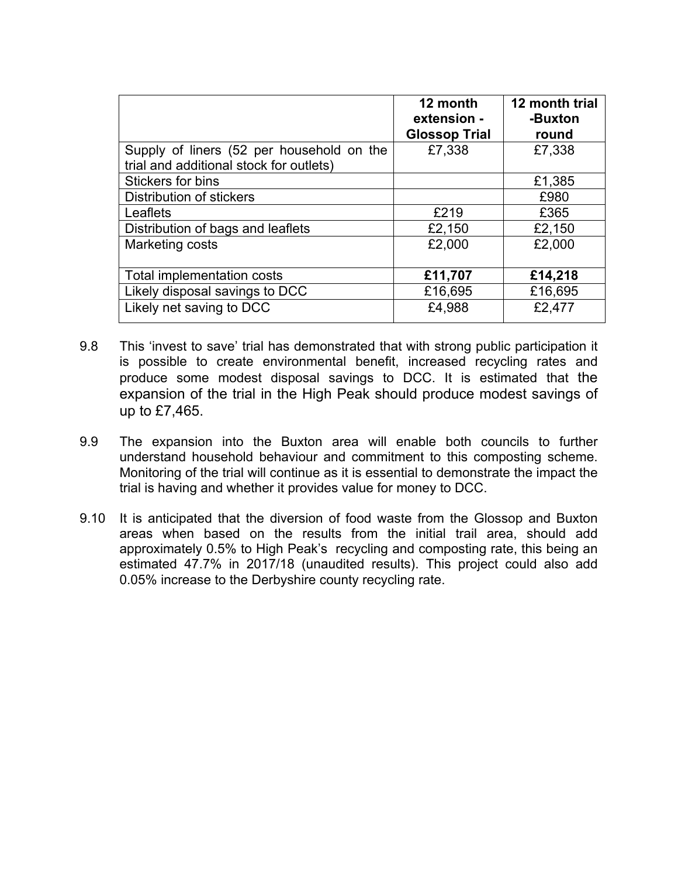| | 12 month extension - Glossop Trial | 12 month trial -Buxton round |
|---|---|---|
| Supply of liners (52 per household on the trial and additional stock for outlets) | £7,338 | £7,338 |
| Stickers for bins | | £1,385 |
| Distribution of stickers | | £980 |
| Leaflets | £219 | £365 |
| Distribution of bags and leaflets | £2,150 | £2,150 |
| Marketing costs | £2,000 | £2,000 |
| Total implementation costs | **£11,707** | **£14,218** |
| Likely disposal savings to DCC | £16,695 | £16,695 |
| Likely net saving to DCC | £4,988 | £2,477 |

9.8 This 'invest to save' trial has demonstrated that with strong public participation it is possible to create environmental benefit, increased recycling rates and produce some modest disposal savings to DCC. It is estimated that the expansion of the trial in the High Peak should produce modest savings of up to £7,465.

9.9 The expansion into the Buxton area will enable both councils to further understand household behaviour and commitment to this composting scheme. Monitoring of the trial will continue as it is essential to demonstrate the impact the trial is having and whether it provides value for money to DCC.

9.10 It is anticipated that the diversion of food waste from the Glossop and Buxton areas when based on the results from the initial trail area, should add approximately 0.5% to High Peak's recycling and composting rate, this being an estimated 47.7% in 2017/18 (unaudited results). This project could also add 0.05% increase to the Derbyshire county recycling rate.